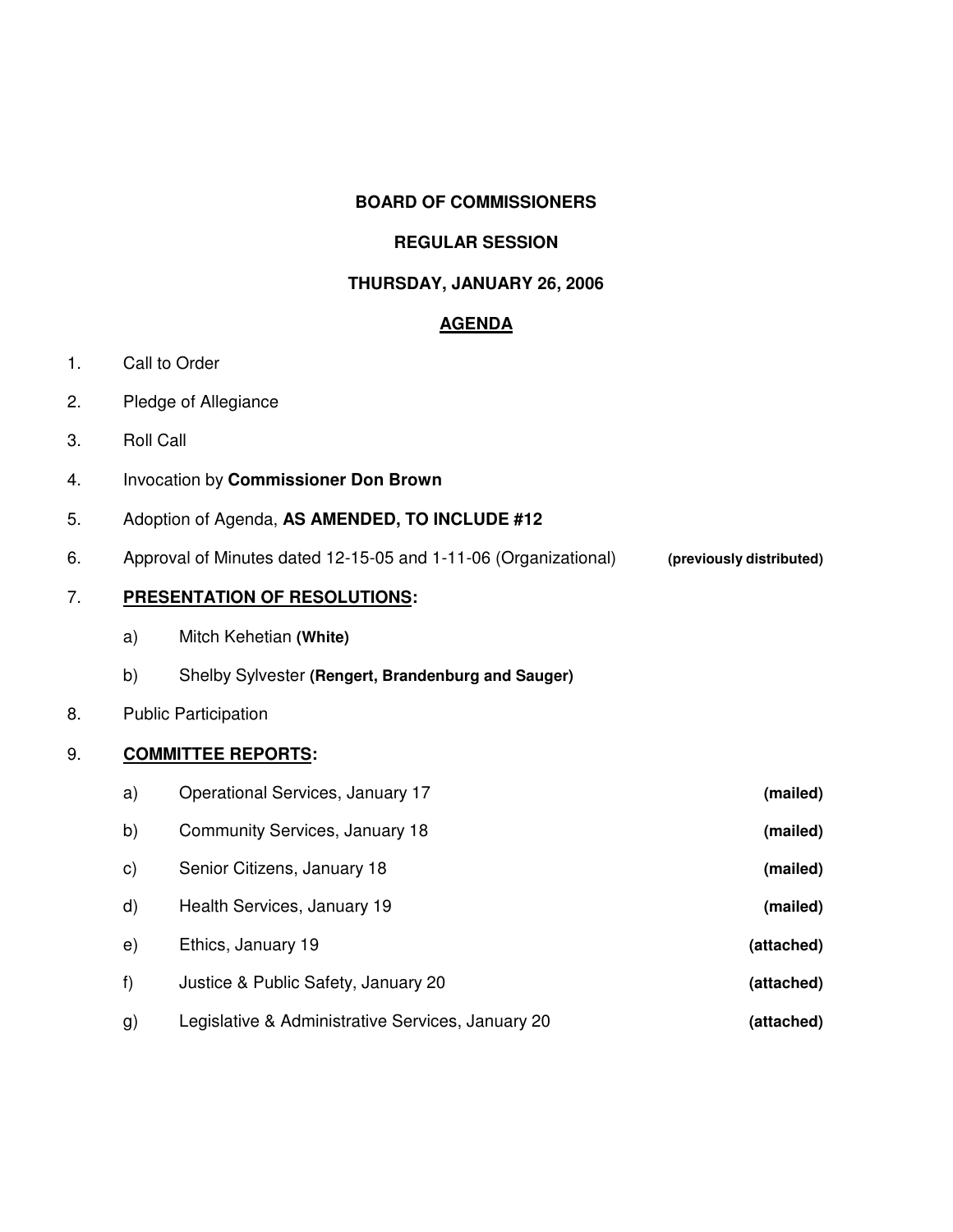**BOARD OF COMMISSIONERS**

**REGULAR SESSION**

**THURSDAY, JANUARY 26, 2006**

**AGENDA**

1. Call to Order
2. Pledge of Allegiance
3. Roll Call
4. Invocation by **Commissioner Don Brown**
5. Adoption of Agenda, **AS AMENDED, TO INCLUDE #12**
6. Approval of Minutes dated 12-15-05 and 1-11-06 (Organizational) **(previously distributed)**
7. **PRESENTATION OF RESOLUTIONS:**
   - a) Mitch Kehetian **(White)**
   - b) Shelby Sylvester **(Rengert, Brandenburg and Sauger)**
8. Public Participation
9. **COMMITTEE REPORTS:**
   - a) Operational Services, January 17 **(mailed)**
   - b) Community Services, January 18 **(mailed)**
   - c) Senior Citizens, January 18 **(mailed)**
   - d) Health Services, January 19 **(mailed)**
   - e) Ethics, January 19 **(attached)**
   - f) Justice & Public Safety, January 20 **(attached)**
   - g) Legislative & Administrative Services, January 20 **(attached)**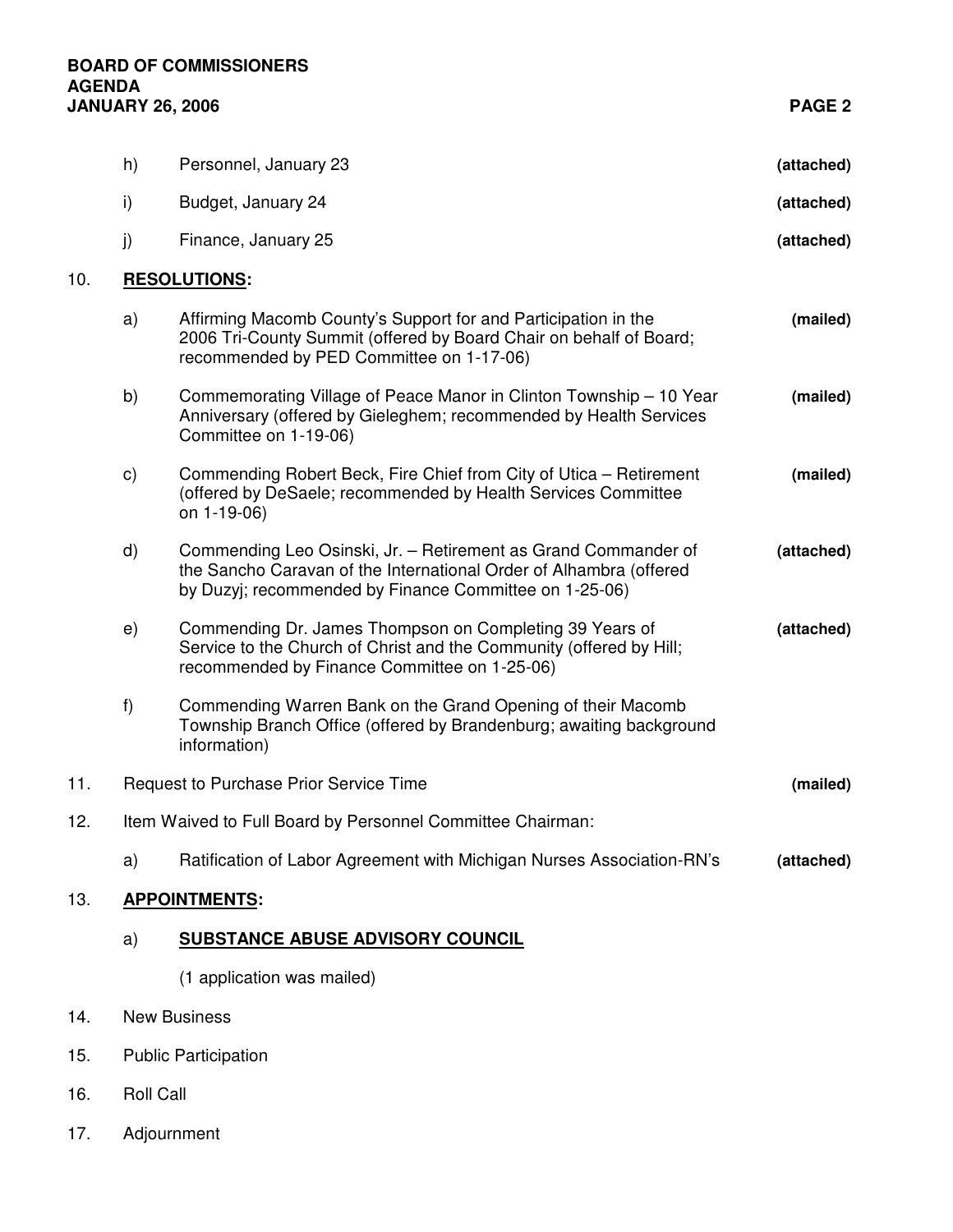h) Personnel, January 23 **(attached)**

i) Budget, January 24 **(attached)**

j) Finance, January 25 **(attached)**

10. **RESOLUTIONS:**

    a) Affirming Macomb County's Support for and Participation in the 2006 Tri-County Summit (offered by Board Chair on behalf of Board; recommended by PED Committee on 1-17-06) **(mailed)**

    b) Commemorating Village of Peace Manor in Clinton Township – 10 Year Anniversary (offered by Gieleghem; recommended by Health Services Committee on 1-19-06) **(mailed)**

    c) Commending Robert Beck, Fire Chief from City of Utica – Retirement (offered by DeSaele; recommended by Health Services Committee on 1-19-06) **(mailed)**

    d) Commending Leo Osinski, Jr. – Retirement as Grand Commander of the Sancho Caravan of the International Order of Alhambra (offered by Duzyj; recommended by Finance Committee on 1-25-06) **(attached)**

    e) Commending Dr. James Thompson on Completing 39 Years of Service to the Church of Christ and the Community (offered by Hill; recommended by Finance Committee on 1-25-06) **(attached)**

    f) Commending Warren Bank on the Grand Opening of their Macomb Township Branch Office (offered by Brandenburg; awaiting background information)

11. Request to Purchase Prior Service Time **(mailed)**

12. Item Waived to Full Board by Personnel Committee Chairman:

    a) Ratification of Labor Agreement with Michigan Nurses Association-RN's **(attached)**

13. **APPOINTMENTS:**

    a) **SUBSTANCE ABUSE ADVISORY COUNCIL**

    (1 application was mailed)

14. New Business

15. Public Participation

16. Roll Call

17. Adjournment